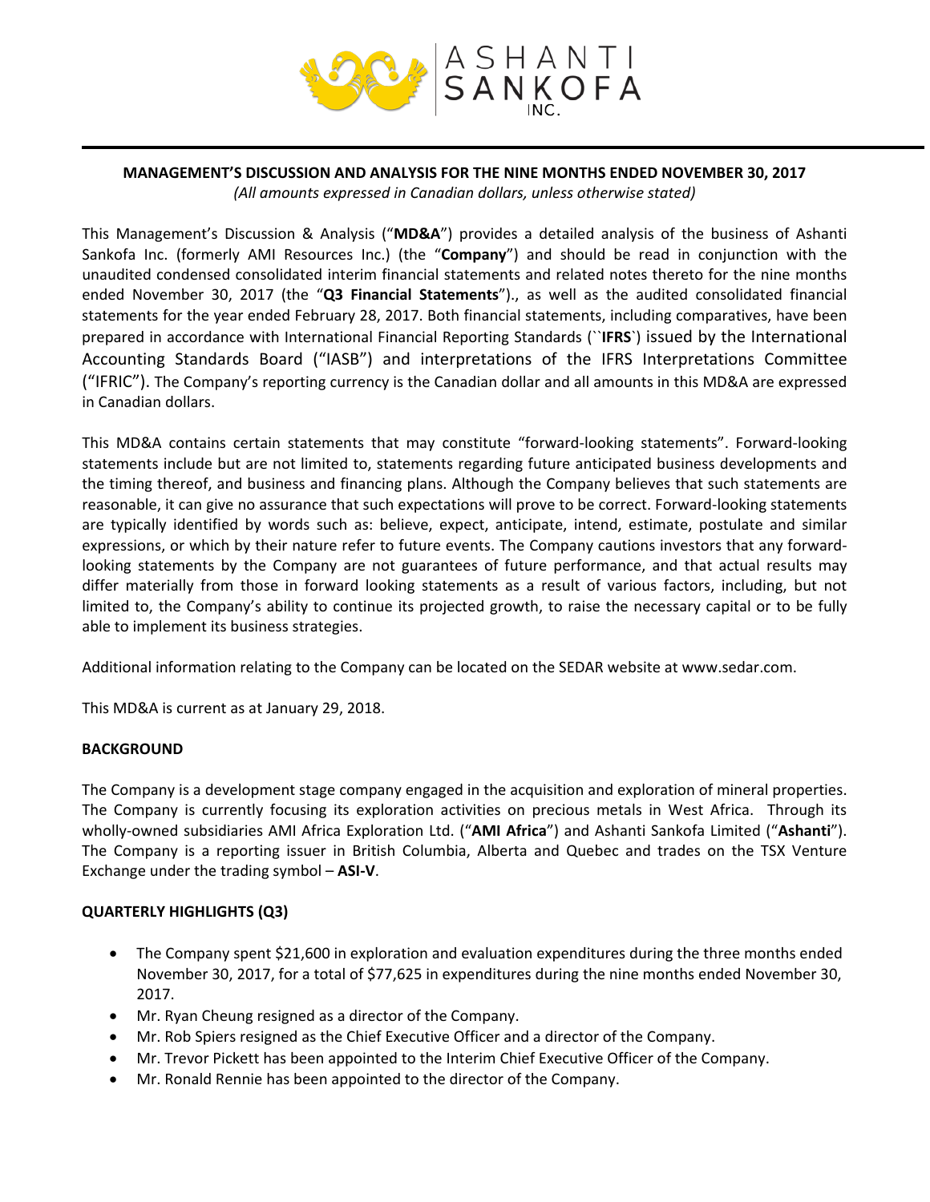# MANAGEMENT'S DISCUSSION AND ANALYSIS FOR THE NINE MONTHS ENDED NOVEMBER 30, 2017

*(All amounts expressed in Canadian dollars, unless otherwise stated)*

This Management's Discussion & Analysis ("**MD&A**") provides a detailed analysis of the business of Ashanti Sankofa Inc. (formerly AMI Resources Inc.) (the "**Company**") and should be read in conjunction with the unaudited condensed consolidated interim financial statements and related notes thereto for the nine months ended November 30, 2017 (the "**Q3 Financial Statements**")., as well as the audited consolidated financial statements for the year ended February 28, 2017. Both financial statements, including comparatives, have been prepared in accordance with International Financial Reporting Standards (``**IFRS**`) issued by the International Accounting Standards Board ("IASB") and interpretations of the IFRS Interpretations Committee ("IFRIC"). The Company's reporting currency is the Canadian dollar and all amounts in this MD&A are expressed in Canadian dollars.

This MD&A contains certain statements that may constitute "forward-looking statements". Forward-looking statements include but are not limited to, statements regarding future anticipated business developments and the timing thereof, and business and financing plans. Although the Company believes that such statements are reasonable, it can give no assurance that such expectations will prove to be correct. Forward-looking statements are typically identified by words such as: believe, expect, anticipate, intend, estimate, postulate and similar expressions, or which by their nature refer to future events. The Company cautions investors that any forward-looking statements by the Company are not guarantees of future performance, and that actual results may differ materially from those in forward looking statements as a result of various factors, including, but not limited to, the Company's ability to continue its projected growth, to raise the necessary capital or to be fully able to implement its business strategies.

Additional information relating to the Company can be located on the SEDAR website at www.sedar.com.

This MD&A is current as at January 29, 2018.

## BACKGROUND

The Company is a development stage company engaged in the acquisition and exploration of mineral properties. The Company is currently focusing its exploration activities on precious metals in West Africa. Through its wholly-owned subsidiaries AMI Africa Exploration Ltd. ("**AMI Africa**") and Ashanti Sankofa Limited ("**Ashanti**"). The Company is a reporting issuer in British Columbia, Alberta and Quebec and trades on the TSX Venture Exchange under the trading symbol – **ASI-V**.

## QUARTERLY HIGHLIGHTS (Q3)

- The Company spent $21,600 in exploration and evaluation expenditures during the three months ended November 30, 2017, for a total of $77,625 in expenditures during the nine months ended November 30, 2017.
- Mr. Ryan Cheung resigned as a director of the Company.
- Mr. Rob Spiers resigned as the Chief Executive Officer and a director of the Company.
- Mr. Trevor Pickett has been appointed to the Interim Chief Executive Officer of the Company.
- Mr. Ronald Rennie has been appointed to the director of the Company.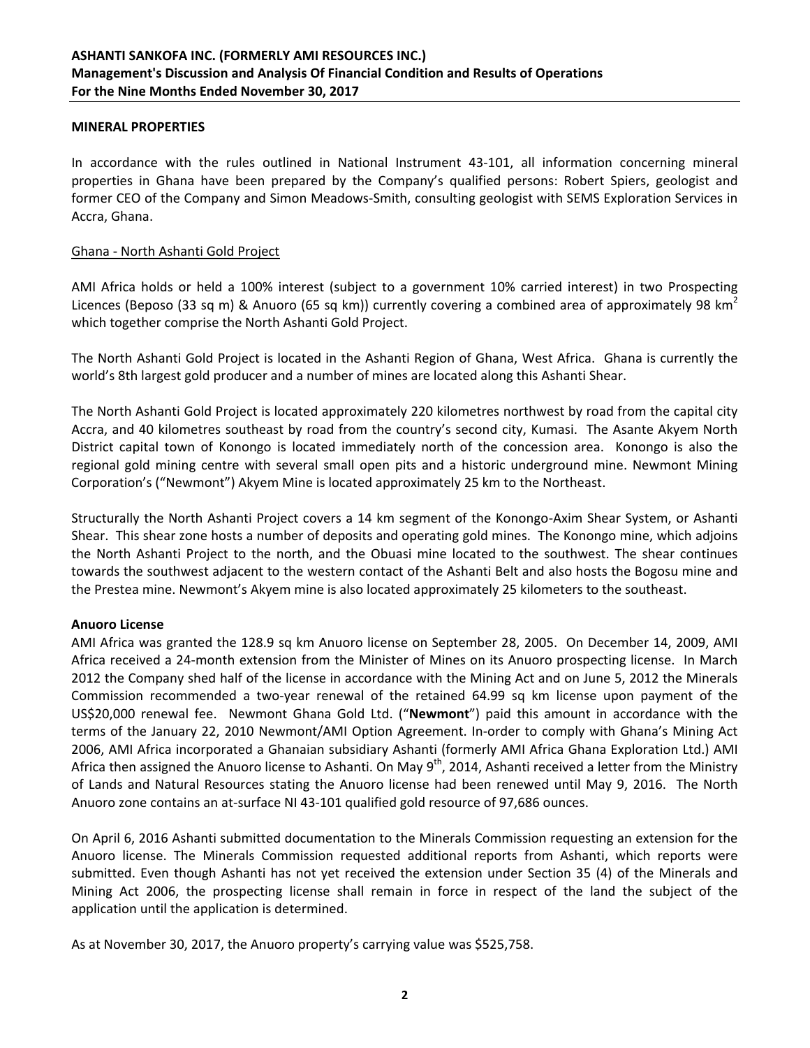## MINERAL PROPERTIES

In accordance with the rules outlined in National Instrument 43-101, all information concerning mineral properties in Ghana have been prepared by the Company's qualified persons: Robert Spiers, geologist and former CEO of the Company and Simon Meadows-Smith, consulting geologist with SEMS Exploration Services in Accra, Ghana.

### Ghana - North Ashanti Gold Project

AMI Africa holds or held a 100% interest (subject to a government 10% carried interest) in two Prospecting Licences (Beposo (33 sq m) & Anuoro (65 sq km)) currently covering a combined area of approximately 98 $km^2$ which together comprise the North Ashanti Gold Project.

The North Ashanti Gold Project is located in the Ashanti Region of Ghana, West Africa. Ghana is currently the world's 8th largest gold producer and a number of mines are located along this Ashanti Shear.

The North Ashanti Gold Project is located approximately 220 kilometres northwest by road from the capital city Accra, and 40 kilometres southeast by road from the country's second city, Kumasi. The Asante Akyem North District capital town of Konongo is located immediately north of the concession area. Konongo is also the regional gold mining centre with several small open pits and a historic underground mine. Newmont Mining Corporation's ("Newmont") Akyem Mine is located approximately 25 km to the Northeast.

Structurally the North Ashanti Project covers a 14 km segment of the Konongo-Axim Shear System, or Ashanti Shear. This shear zone hosts a number of deposits and operating gold mines. The Konongo mine, which adjoins the North Ashanti Project to the north, and the Obuasi mine located to the southwest. The shear continues towards the southwest adjacent to the western contact of the Ashanti Belt and also hosts the Bogosu mine and the Prestea mine. Newmont's Akyem mine is also located approximately 25 kilometers to the southeast.

### Anuoro License

AMI Africa was granted the 128.9 sq km Anuoro license on September 28, 2005. On December 14, 2009, AMI Africa received a 24-month extension from the Minister of Mines on its Anuoro prospecting license. In March 2012 the Company shed half of the license in accordance with the Mining Act and on June 5, 2012 the Minerals Commission recommended a two-year renewal of the retained 64.99 sq km license upon payment of the US$20,000 renewal fee. Newmont Ghana Gold Ltd. ("**Newmont**") paid this amount in accordance with the terms of the January 22, 2010 Newmont/AMI Option Agreement. In-order to comply with Ghana's Mining Act 2006, AMI Africa incorporated a Ghanaian subsidiary Ashanti (formerly AMI Africa Ghana Exploration Ltd.) AMI Africa then assigned the Anuoro license to Ashanti. On May 9th, 2014, Ashanti received a letter from the Ministry of Lands and Natural Resources stating the Anuoro license had been renewed until May 9, 2016. The North Anuoro zone contains an at-surface NI 43-101 qualified gold resource of 97,686 ounces.

On April 6, 2016 Ashanti submitted documentation to the Minerals Commission requesting an extension for the Anuoro license. The Minerals Commission requested additional reports from Ashanti, which reports were submitted. Even though Ashanti has not yet received the extension under Section 35 (4) of the Minerals and Mining Act 2006, the prospecting license shall remain in force in respect of the land the subject of the application until the application is determined.

As at November 30, 2017, the Anuoro property's carrying value was $525,758.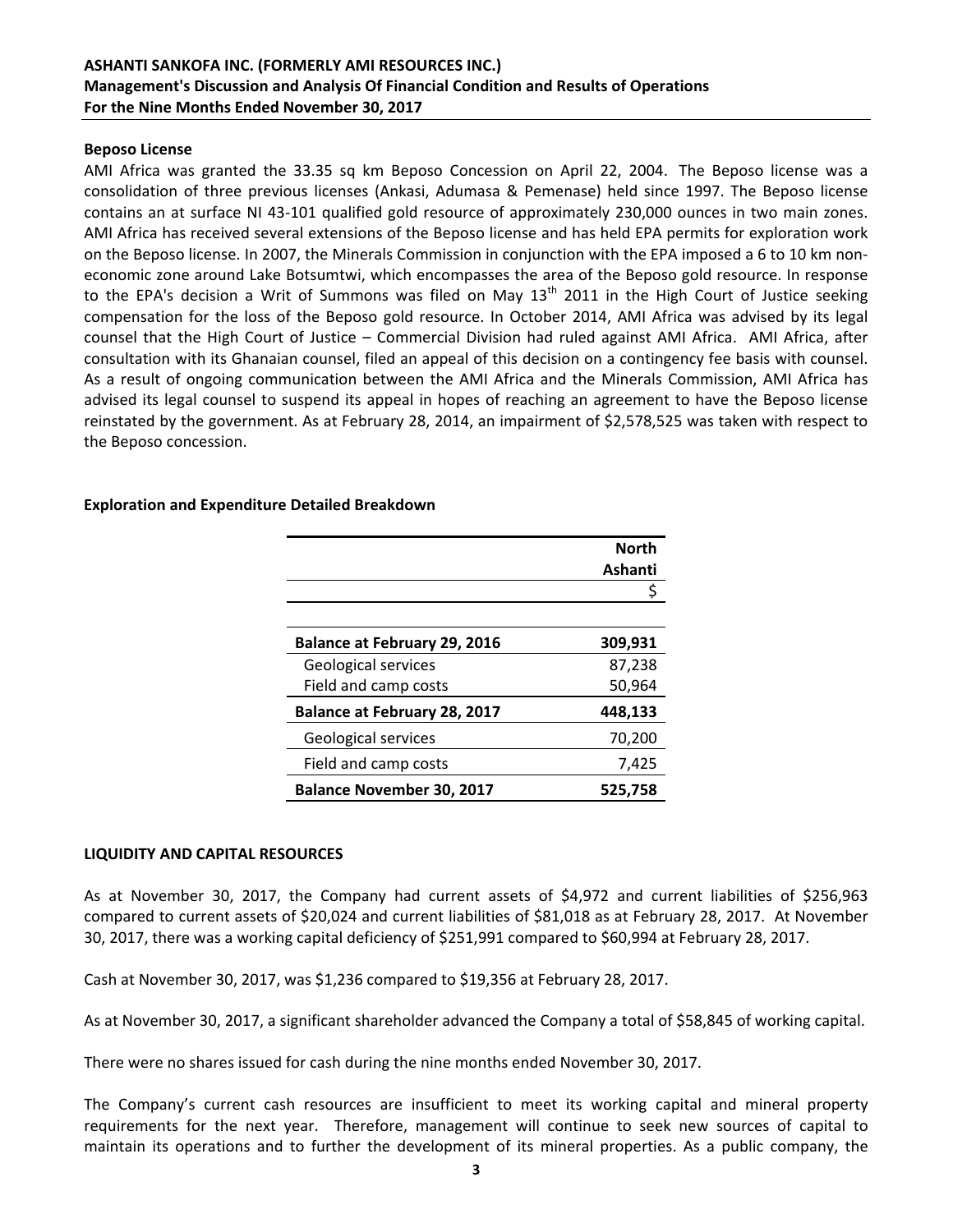### Beposo License

AMI Africa was granted the 33.35 sq km Beposo Concession on April 22, 2004. The Beposo license was a consolidation of three previous licenses (Ankasi, Adumasa & Pemenase) held since 1997. The Beposo license contains an at surface NI 43-101 qualified gold resource of approximately 230,000 ounces in two main zones. AMI Africa has received several extensions of the Beposo license and has held EPA permits for exploration work on the Beposo license. In 2007, the Minerals Commission in conjunction with the EPA imposed a 6 to 10 km non-economic zone around Lake Botsumtwi, which encompasses the area of the Beposo gold resource. In response to the EPA's decision a Writ of Summons was filed on May 13th 2011 in the High Court of Justice seeking compensation for the loss of the Beposo gold resource. In October 2014, AMI Africa was advised by its legal counsel that the High Court of Justice – Commercial Division had ruled against AMI Africa. AMI Africa, after consultation with its Ghanaian counsel, filed an appeal of this decision on a contingency fee basis with counsel. As a result of ongoing communication between the AMI Africa and the Minerals Commission, AMI Africa has advised its legal counsel to suspend its appeal in hopes of reaching an agreement to have the Beposo license reinstated by the government. As at February 28, 2014, an impairment of $2,578,525 was taken with respect to the Beposo concession.

### Exploration and Expenditure Detailed Breakdown

| | North Ashanti |
|---|---|
| | $ |
| **Balance at February 29, 2016** | **309,931** |
| Geological services | 87,238 |
| Field and camp costs | 50,964 |
| **Balance at February 28, 2017** | **448,133** |
| Geological services | 70,200 |
| Field and camp costs | 7,425 |
| **Balance November 30, 2017** | **525,758** |

## LIQUIDITY AND CAPITAL RESOURCES

As at November 30, 2017, the Company had current assets of $4,972 and current liabilities of $256,963 compared to current assets of $20,024 and current liabilities of $81,018 as at February 28, 2017. At November 30, 2017, there was a working capital deficiency of $251,991 compared to $60,994 at February 28, 2017.

Cash at November 30, 2017, was $1,236 compared to $19,356 at February 28, 2017.

As at November 30, 2017, a significant shareholder advanced the Company a total of $58,845 of working capital.

There were no shares issued for cash during the nine months ended November 30, 2017.

The Company's current cash resources are insufficient to meet its working capital and mineral property requirements for the next year. Therefore, management will continue to seek new sources of capital to maintain its operations and to further the development of its mineral properties. As a public company, the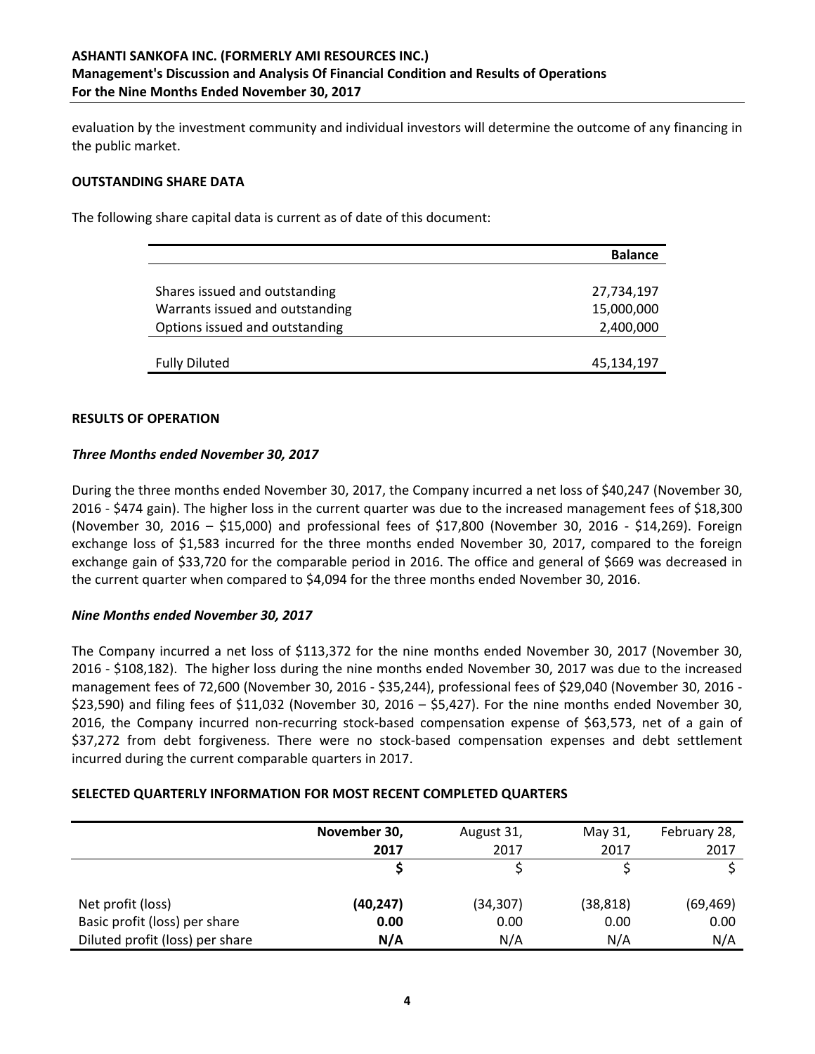evaluation by the investment community and individual investors will determine the outcome of any financing in the public market.

## OUTSTANDING SHARE DATA

The following share capital data is current as of date of this document:

| | Balance |
|---|---|
| Shares issued and outstanding | 27,734,197 |
| Warrants issued and outstanding | 15,000,000 |
| Options issued and outstanding | 2,400,000 |
| Fully Diluted | 45,134,197 |

## RESULTS OF OPERATION

### *Three Months ended November 30, 2017*

During the three months ended November 30, 2017, the Company incurred a net loss of $40,247 (November 30, 2016 - $474 gain). The higher loss in the current quarter was due to the increased management fees of $18,300 (November 30, 2016 – $15,000) and professional fees of $17,800 (November 30, 2016 - $14,269). Foreign exchange loss of $1,583 incurred for the three months ended November 30, 2017, compared to the foreign exchange gain of $33,720 for the comparable period in 2016. The office and general of $669 was decreased in the current quarter when compared to $4,094 for the three months ended November 30, 2016.

### *Nine Months ended November 30, 2017*

The Company incurred a net loss of $113,372 for the nine months ended November 30, 2017 (November 30, 2016 - $108,182). The higher loss during the nine months ended November 30, 2017 was due to the increased management fees of 72,600 (November 30, 2016 - $35,244), professional fees of $29,040 (November 30, 2016 - $23,590) and filing fees of $11,032 (November 30, 2016 – $5,427). For the nine months ended November 30, 2016, the Company incurred non-recurring stock-based compensation expense of $63,573, net of a gain of $37,272 from debt forgiveness. There were no stock-based compensation expenses and debt settlement incurred during the current comparable quarters in 2017.

## SELECTED QUARTERLY INFORMATION FOR MOST RECENT COMPLETED QUARTERS

| | **November 30, 2017** | August 31, 2017 | May 31, 2017 | February 28, 2017 |
|---|---|---|---|---|
| | **$** | $ | $ | $ |
| Net profit (loss) | **(40,247)** | (34,307) | (38,818) | (69,469) |
| Basic profit (loss) per share | **0.00** | 0.00 | 0.00 | 0.00 |
| Diluted profit (loss) per share | **N/A** | N/A | N/A | N/A |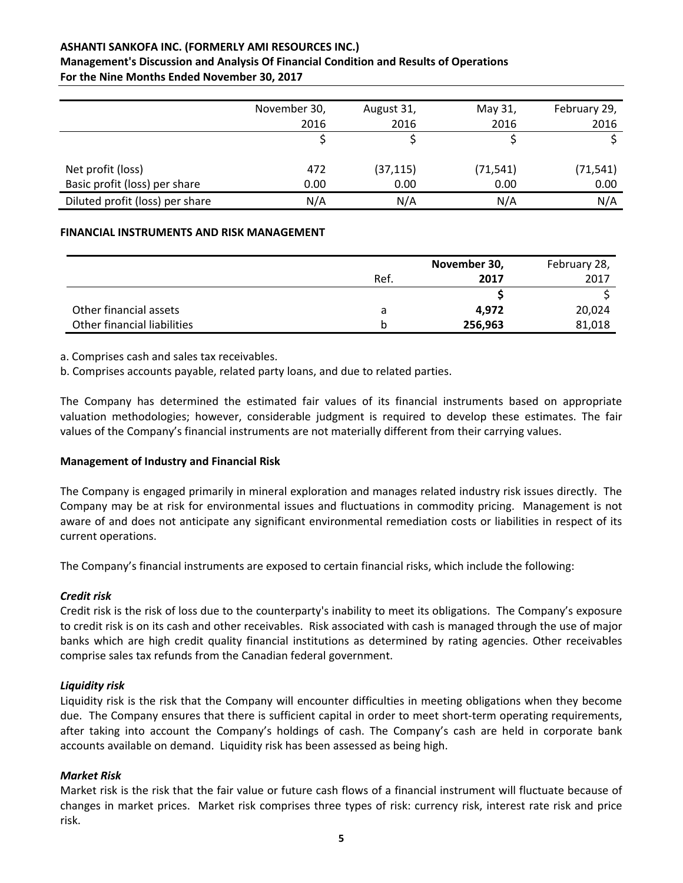| | November 30, 2016 | August 31, 2016 | May 31, 2016 | February 29, 2016 |
|---|---|---|---|---|
| | $ | $ | $ | $ |
| Net profit (loss) | 472 | (37,115) | (71,541) | (71,541) |
| Basic profit (loss) per share | 0.00 | 0.00 | 0.00 | 0.00 |
| Diluted profit (loss) per share | N/A | N/A | N/A | N/A |

**FINANCIAL INSTRUMENTS AND RISK MANAGEMENT**

| | Ref. | **November 30, 2017** | February 28, 2017 |
|---|---|---|---|
| | | **$** | $ |
| Other financial assets | a | **4,972** | 20,024 |
| Other financial liabilities | b | **256,963** | 81,018 |

a. Comprises cash and sales tax receivables.

b. Comprises accounts payable, related party loans, and due to related parties.

The Company has determined the estimated fair values of its financial instruments based on appropriate valuation methodologies; however, considerable judgment is required to develop these estimates. The fair values of the Company's financial instruments are not materially different from their carrying values.

**Management of Industry and Financial Risk**

The Company is engaged primarily in mineral exploration and manages related industry risk issues directly. The Company may be at risk for environmental issues and fluctuations in commodity pricing. Management is not aware of and does not anticipate any significant environmental remediation costs or liabilities in respect of its current operations.

The Company's financial instruments are exposed to certain financial risks, which include the following:

***Credit risk***

Credit risk is the risk of loss due to the counterparty's inability to meet its obligations. The Company's exposure to credit risk is on its cash and other receivables. Risk associated with cash is managed through the use of major banks which are high credit quality financial institutions as determined by rating agencies. Other receivables comprise sales tax refunds from the Canadian federal government.

***Liquidity risk***

Liquidity risk is the risk that the Company will encounter difficulties in meeting obligations when they become due. The Company ensures that there is sufficient capital in order to meet short-term operating requirements, after taking into account the Company's holdings of cash. The Company's cash are held in corporate bank accounts available on demand. Liquidity risk has been assessed as being high.

***Market Risk***

Market risk is the risk that the fair value or future cash flows of a financial instrument will fluctuate because of changes in market prices. Market risk comprises three types of risk: currency risk, interest rate risk and price risk.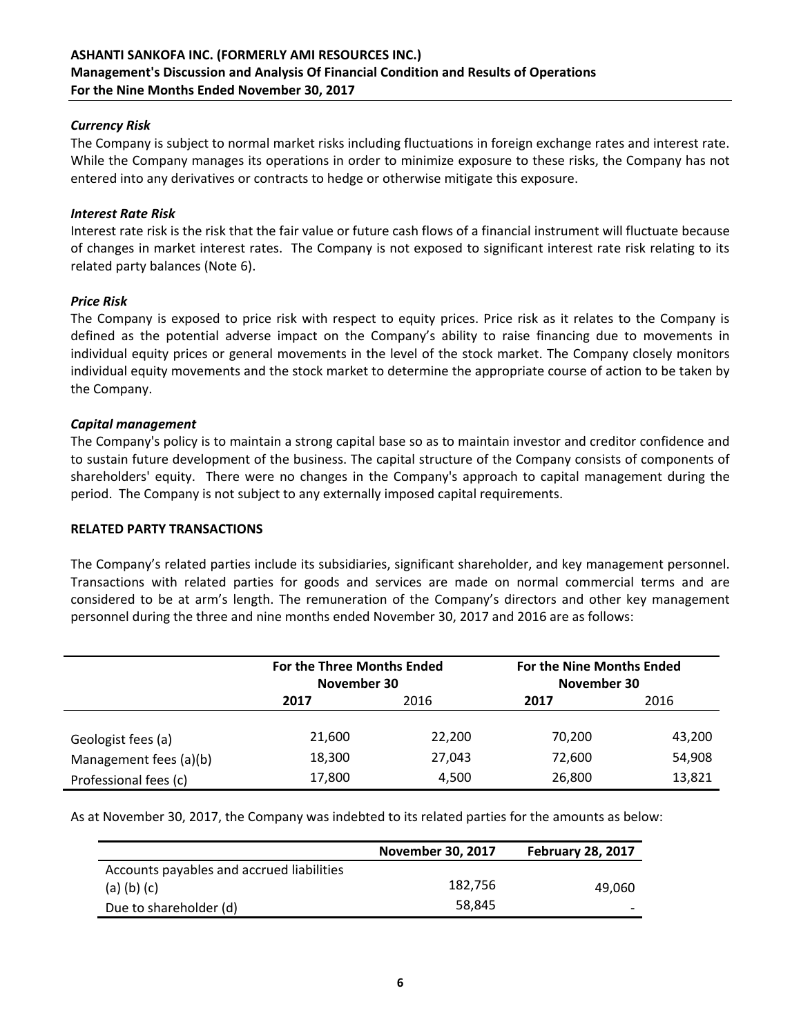### *Currency Risk*

The Company is subject to normal market risks including fluctuations in foreign exchange rates and interest rate. While the Company manages its operations in order to minimize exposure to these risks, the Company has not entered into any derivatives or contracts to hedge or otherwise mitigate this exposure.

### *Interest Rate Risk*

Interest rate risk is the risk that the fair value or future cash flows of a financial instrument will fluctuate because of changes in market interest rates. The Company is not exposed to significant interest rate risk relating to its related party balances (Note 6).

### *Price Risk*

The Company is exposed to price risk with respect to equity prices. Price risk as it relates to the Company is defined as the potential adverse impact on the Company's ability to raise financing due to movements in individual equity prices or general movements in the level of the stock market. The Company closely monitors individual equity movements and the stock market to determine the appropriate course of action to be taken by the Company.

### *Capital management*

The Company's policy is to maintain a strong capital base so as to maintain investor and creditor confidence and to sustain future development of the business. The capital structure of the Company consists of components of shareholders' equity. There were no changes in the Company's approach to capital management during the period. The Company is not subject to any externally imposed capital requirements.

## RELATED PARTY TRANSACTIONS

The Company's related parties include its subsidiaries, significant shareholder, and key management personnel. Transactions with related parties for goods and services are made on normal commercial terms and are considered to be at arm's length. The remuneration of the Company's directors and other key management personnel during the three and nine months ended November 30, 2017 and 2016 are as follows:

| | **For the Three Months Ended November 30** | | **For the Nine Months Ended November 30** | |
|---|---|---|---|---|
| | **2017** | 2016 | **2017** | 2016 |
| Geologist fees (a) | 21,600 | 22,200 | 70,200 | 43,200 |
| Management fees (a)(b) | 18,300 | 27,043 | 72,600 | 54,908 |
| Professional fees (c) | 17,800 | 4,500 | 26,800 | 13,821 |

As at November 30, 2017, the Company was indebted to its related parties for the amounts as below:

| | **November 30, 2017** | **February 28, 2017** |
|---|---|---|
| Accounts payables and accrued liabilities (a) (b) (c) | 182,756 | 49,060 |
| Due to shareholder (d) | 58,845 | - |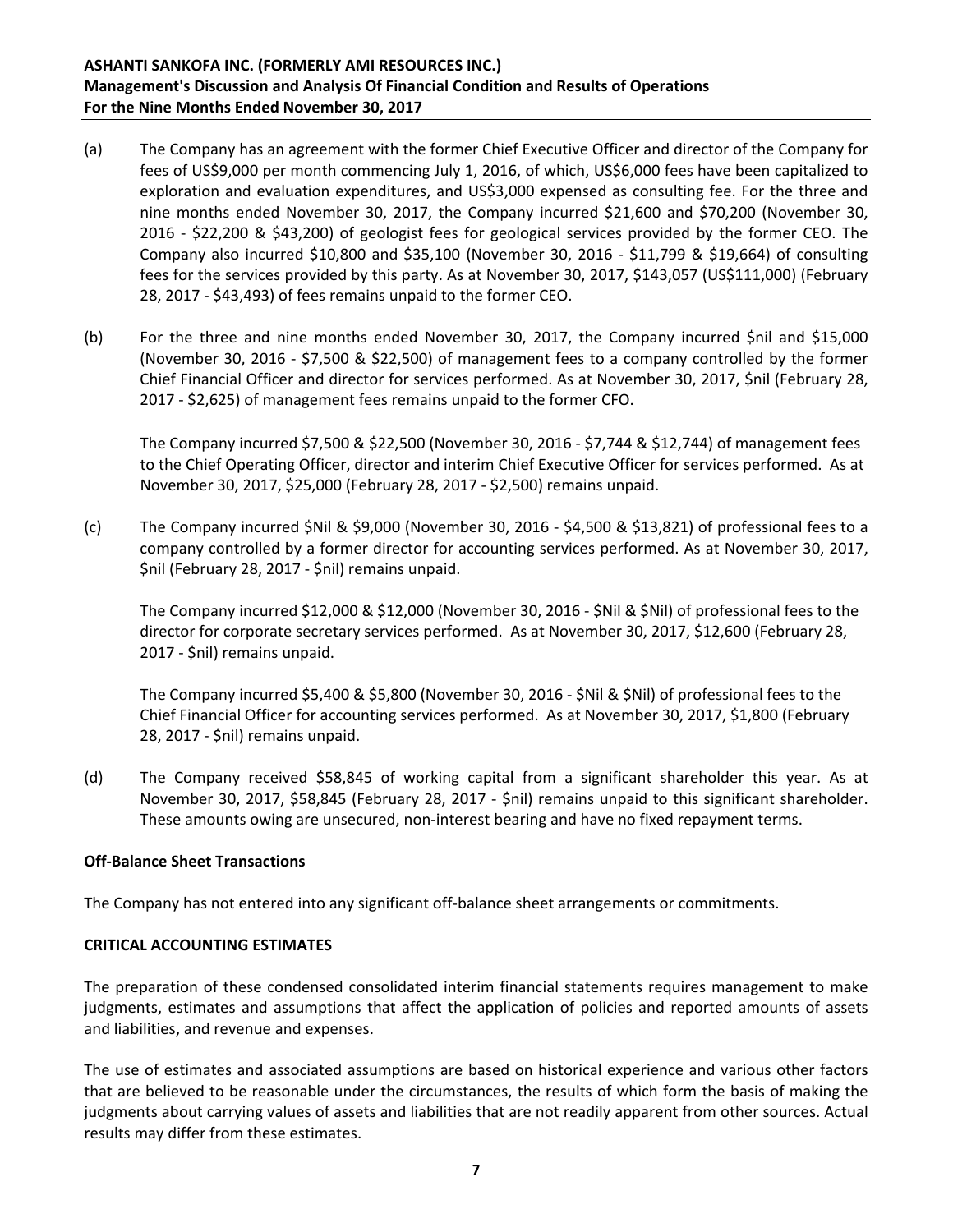(a) The Company has an agreement with the former Chief Executive Officer and director of the Company for fees of US$9,000 per month commencing July 1, 2016, of which, US$6,000 fees have been capitalized to exploration and evaluation expenditures, and US$3,000 expensed as consulting fee. For the three and nine months ended November 30, 2017, the Company incurred $21,600 and $70,200 (November 30, 2016 - $22,200 & $43,200) of geologist fees for geological services provided by the former CEO. The Company also incurred $10,800 and $35,100 (November 30, 2016 - $11,799 & $19,664) of consulting fees for the services provided by this party. As at November 30, 2017, $143,057 (US$111,000) (February 28, 2017 - $43,493) of fees remains unpaid to the former CEO.

(b) For the three and nine months ended November 30, 2017, the Company incurred $nil and $15,000 (November 30, 2016 - $7,500 & $22,500) of management fees to a company controlled by the former Chief Financial Officer and director for services performed. As at November 30, 2017, $nil (February 28, 2017 - $2,625) of management fees remains unpaid to the former CFO.

    The Company incurred $7,500 & $22,500 (November 30, 2016 - $7,744 & $12,744) of management fees to the Chief Operating Officer, director and interim Chief Executive Officer for services performed. As at November 30, 2017, $25,000 (February 28, 2017 - $2,500) remains unpaid.

(c) The Company incurred $Nil & $9,000 (November 30, 2016 - $4,500 & $13,821) of professional fees to a company controlled by a former director for accounting services performed. As at November 30, 2017, $nil (February 28, 2017 - $nil) remains unpaid.

    The Company incurred $12,000 & $12,000 (November 30, 2016 - $Nil & $Nil) of professional fees to the director for corporate secretary services performed. As at November 30, 2017, $12,600 (February 28, 2017 - $nil) remains unpaid.

    The Company incurred $5,400 & $5,800 (November 30, 2016 - $Nil & $Nil) of professional fees to the Chief Financial Officer for accounting services performed. As at November 30, 2017, $1,800 (February 28, 2017 - $nil) remains unpaid.

(d) The Company received $58,845 of working capital from a significant shareholder this year. As at November 30, 2017, $58,845 (February 28, 2017 - $nil) remains unpaid to this significant shareholder. These amounts owing are unsecured, non-interest bearing and have no fixed repayment terms.

**Off-Balance Sheet Transactions**

The Company has not entered into any significant off-balance sheet arrangements or commitments.

## CRITICAL ACCOUNTING ESTIMATES

The preparation of these condensed consolidated interim financial statements requires management to make judgments, estimates and assumptions that affect the application of policies and reported amounts of assets and liabilities, and revenue and expenses.

The use of estimates and associated assumptions are based on historical experience and various other factors that are believed to be reasonable under the circumstances, the results of which form the basis of making the judgments about carrying values of assets and liabilities that are not readily apparent from other sources. Actual results may differ from these estimates.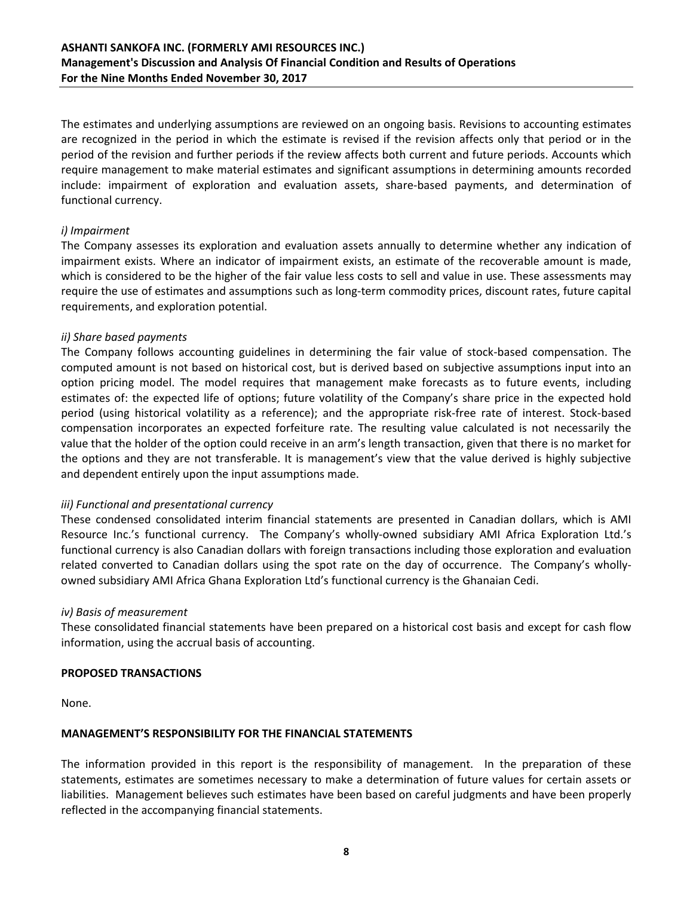The estimates and underlying assumptions are reviewed on an ongoing basis. Revisions to accounting estimates are recognized in the period in which the estimate is revised if the revision affects only that period or in the period of the revision and further periods if the review affects both current and future periods. Accounts which require management to make material estimates and significant assumptions in determining amounts recorded include: impairment of exploration and evaluation assets, share-based payments, and determination of functional currency.

*i) Impairment*

The Company assesses its exploration and evaluation assets annually to determine whether any indication of impairment exists. Where an indicator of impairment exists, an estimate of the recoverable amount is made, which is considered to be the higher of the fair value less costs to sell and value in use. These assessments may require the use of estimates and assumptions such as long-term commodity prices, discount rates, future capital requirements, and exploration potential.

*ii) Share based payments*

The Company follows accounting guidelines in determining the fair value of stock-based compensation. The computed amount is not based on historical cost, but is derived based on subjective assumptions input into an option pricing model. The model requires that management make forecasts as to future events, including estimates of: the expected life of options; future volatility of the Company's share price in the expected hold period (using historical volatility as a reference); and the appropriate risk-free rate of interest. Stock-based compensation incorporates an expected forfeiture rate. The resulting value calculated is not necessarily the value that the holder of the option could receive in an arm's length transaction, given that there is no market for the options and they are not transferable. It is management's view that the value derived is highly subjective and dependent entirely upon the input assumptions made.

*iii) Functional and presentational currency*

These condensed consolidated interim financial statements are presented in Canadian dollars, which is AMI Resource Inc.'s functional currency. The Company's wholly-owned subsidiary AMI Africa Exploration Ltd.'s functional currency is also Canadian dollars with foreign transactions including those exploration and evaluation related converted to Canadian dollars using the spot rate on the day of occurrence. The Company's wholly-owned subsidiary AMI Africa Ghana Exploration Ltd's functional currency is the Ghanaian Cedi.

*iv) Basis of measurement*

These consolidated financial statements have been prepared on a historical cost basis and except for cash flow information, using the accrual basis of accounting.

## PROPOSED TRANSACTIONS

None.

## MANAGEMENT'S RESPONSIBILITY FOR THE FINANCIAL STATEMENTS

The information provided in this report is the responsibility of management. In the preparation of these statements, estimates are sometimes necessary to make a determination of future values for certain assets or liabilities. Management believes such estimates have been based on careful judgments and have been properly reflected in the accompanying financial statements.